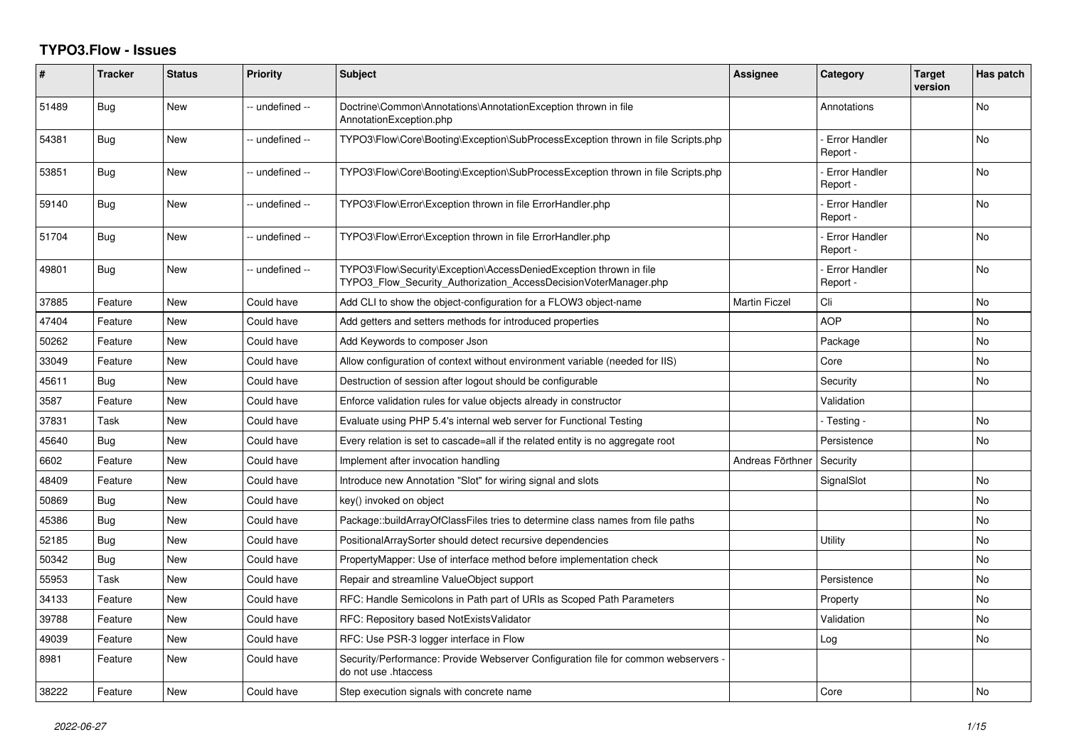# TYPO3.Flow - Issues

| # | Tracker | Status | Priority | Subject | Assignee | Category | Target version | Has patch |
|---|---|---|---|---|---|---|---|---|
| 51489 | Bug | New | -- undefined -- | Doctrine\Common\Annotations\AnnotationException thrown in file AnnotationException.php | | Annotations | | No |
| 54381 | Bug | New | -- undefined -- | TYPO3\Flow\Core\Booting\Exception\SubProcessException thrown in file Scripts.php | | - Error Handler Report - | | No |
| 53851 | Bug | New | -- undefined -- | TYPO3\Flow\Core\Booting\Exception\SubProcessException thrown in file Scripts.php | | - Error Handler Report - | | No |
| 59140 | Bug | New | -- undefined -- | TYPO3\Flow\Error\Exception thrown in file ErrorHandler.php | | - Error Handler Report - | | No |
| 51704 | Bug | New | -- undefined -- | TYPO3\Flow\Error\Exception thrown in file ErrorHandler.php | | - Error Handler Report - | | No |
| 49801 | Bug | New | -- undefined -- | TYPO3\Flow\Security\Exception\AccessDeniedException thrown in file TYPO3_Flow_Security_Authorization_AccessDecisionVoterManager.php | | - Error Handler Report - | | No |
| 37885 | Feature | New | Could have | Add CLI to show the object-configuration for a FLOW3 object-name | Martin Ficzel | Cli | | No |
| 47404 | Feature | New | Could have | Add getters and setters methods for introduced properties | | AOP | | No |
| 50262 | Feature | New | Could have | Add Keywords to composer Json | | Package | | No |
| 33049 | Feature | New | Could have | Allow configuration of context without environment variable (needed for IIS) | | Core | | No |
| 45611 | Bug | New | Could have | Destruction of session after logout should be configurable | | Security | | No |
| 3587 | Feature | New | Could have | Enforce validation rules for value objects already in constructor | | Validation | | |
| 37831 | Task | New | Could have | Evaluate using PHP 5.4's internal web server for Functional Testing | | - Testing - | | No |
| 45640 | Bug | New | Could have | Every relation is set to cascade=all if the related entity is no aggregate root | | Persistence | | No |
| 6602 | Feature | New | Could have | Implement after invocation handling | Andreas Förthner | Security | | |
| 48409 | Feature | New | Could have | Introduce new Annotation "Slot" for wiring signal and slots | | SignalSlot | | No |
| 50869 | Bug | New | Could have | key() invoked on object | | | | No |
| 45386 | Bug | New | Could have | Package::buildArrayOfClassFiles tries to determine class names from file paths | | | | No |
| 52185 | Bug | New | Could have | PositionalArraySorter should detect recursive dependencies | | Utility | | No |
| 50342 | Bug | New | Could have | PropertyMapper: Use of interface method before implementation check | | | | No |
| 55953 | Task | New | Could have | Repair and streamline ValueObject support | | Persistence | | No |
| 34133 | Feature | New | Could have | RFC: Handle Semicolons in Path part of URIs as Scoped Path Parameters | | Property | | No |
| 39788 | Feature | New | Could have | RFC: Repository based NotExistsValidator | | Validation | | No |
| 49039 | Feature | New | Could have | RFC: Use PSR-3 logger interface in Flow | | Log | | No |
| 8981 | Feature | New | Could have | Security/Performance: Provide Webserver Configuration file for common webservers - do not use .htaccess | | | | |
| 38222 | Feature | New | Could have | Step execution signals with concrete name | | Core | | No |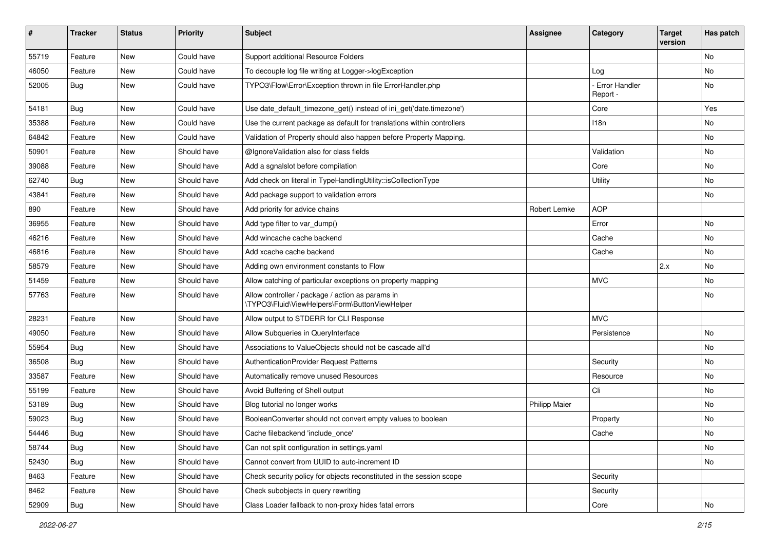| # | Tracker | Status | Priority | Subject | Assignee | Category | Target version | Has patch |
|---|---|---|---|---|---|---|---|---|
| 55719 | Feature | New | Could have | Support additional Resource Folders | | | | No |
| 46050 | Feature | New | Could have | To decouple log file writing at Logger->logException | | Log | | No |
| 52005 | Bug | New | Could have | TYPO3\Flow\Error\Exception thrown in file ErrorHandler.php | | - Error Handler Report - | | No |
| 54181 | Bug | New | Could have | Use date_default_timezone_get() instead of ini_get('date.timezone') | | Core | | Yes |
| 35388 | Feature | New | Could have | Use the current package as default for translations within controllers | | I18n | | No |
| 64842 | Feature | New | Could have | Validation of Property should also happen before Property Mapping. | | | | No |
| 50901 | Feature | New | Should have | @IgnoreValidation also for class fields | | Validation | | No |
| 39088 | Feature | New | Should have | Add a sgnalslot before compilation | | Core | | No |
| 62740 | Bug | New | Should have | Add check on literal in TypeHandlingUtility::isCollectionType | | Utility | | No |
| 43841 | Feature | New | Should have | Add package support to validation errors | | | | No |
| 890 | Feature | New | Should have | Add priority for advice chains | Robert Lemke | AOP | | |
| 36955 | Feature | New | Should have | Add type filter to var_dump() | | Error | | No |
| 46216 | Feature | New | Should have | Add wincache cache backend | | Cache | | No |
| 46816 | Feature | New | Should have | Add xcache cache backend | | Cache | | No |
| 58579 | Feature | New | Should have | Adding own environment constants to Flow | | | 2.x | No |
| 51459 | Feature | New | Should have | Allow catching of particular exceptions on property mapping | | MVC | | No |
| 57763 | Feature | New | Should have | Allow controller / package / action as params in \TYPO3\Fluid\ViewHelpers\Form\ButtonViewHelper | | | | No |
| 28231 | Feature | New | Should have | Allow output to STDERR for CLI Response | | MVC | | |
| 49050 | Feature | New | Should have | Allow Subqueries in QueryInterface | | Persistence | | No |
| 55954 | Bug | New | Should have | Associations to ValueObjects should not be cascade all'd | | | | No |
| 36508 | Bug | New | Should have | AuthenticationProvider Request Patterns | | Security | | No |
| 33587 | Feature | New | Should have | Automatically remove unused Resources | | Resource | | No |
| 55199 | Feature | New | Should have | Avoid Buffering of Shell output | | Cli | | No |
| 53189 | Bug | New | Should have | Blog tutorial no longer works | Philipp Maier | | | No |
| 59023 | Bug | New | Should have | BooleanConverter should not convert empty values to boolean | | Property | | No |
| 54446 | Bug | New | Should have | Cache filebackend 'include_once' | | Cache | | No |
| 58744 | Bug | New | Should have | Can not split configuration in settings.yaml | | | | No |
| 52430 | Bug | New | Should have | Cannot convert from UUID to auto-increment ID | | | | No |
| 8463 | Feature | New | Should have | Check security policy for objects reconstituted in the session scope | | Security | | |
| 8462 | Feature | New | Should have | Check subobjects in query rewriting | | Security | | |
| 52909 | Bug | New | Should have | Class Loader fallback to non-proxy hides fatal errors | | Core | | No |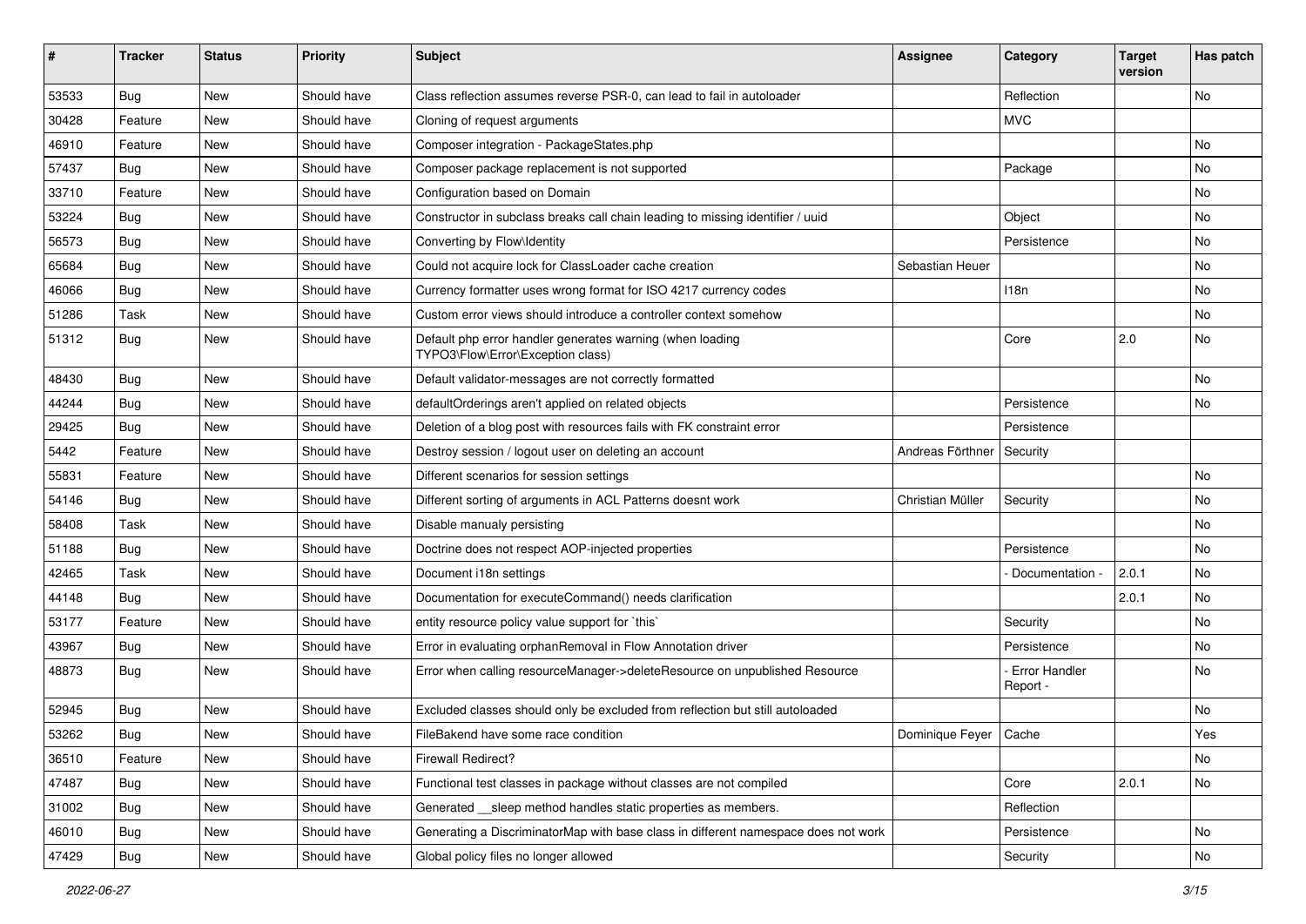| # | Tracker | Status | Priority | Subject | Assignee | Category | Target version | Has patch |
|---|---|---|---|---|---|---|---|---|
| 53533 | Bug | New | Should have | Class reflection assumes reverse PSR-0, can lead to fail in autoloader | | Reflection | | No |
| 30428 | Feature | New | Should have | Cloning of request arguments | | MVC | | |
| 46910 | Feature | New | Should have | Composer integration - PackageStates.php | | | | No |
| 57437 | Bug | New | Should have | Composer package replacement is not supported | | Package | | No |
| 33710 | Feature | New | Should have | Configuration based on Domain | | | | No |
| 53224 | Bug | New | Should have | Constructor in subclass breaks call chain leading to missing identifier / uuid | | Object | | No |
| 56573 | Bug | New | Should have | Converting by Flow\Identity | | Persistence | | No |
| 65684 | Bug | New | Should have | Could not acquire lock for ClassLoader cache creation | Sebastian Heuer | | | No |
| 46066 | Bug | New | Should have | Currency formatter uses wrong format for ISO 4217 currency codes | | I18n | | No |
| 51286 | Task | New | Should have | Custom error views should introduce a controller context somehow | | | | No |
| 51312 | Bug | New | Should have | Default php error handler generates warning (when loading TYPO3\Flow\Error\Exception class) | | Core | 2.0 | No |
| 48430 | Bug | New | Should have | Default validator-messages are not correctly formatted | | | | No |
| 44244 | Bug | New | Should have | defaultOrderings aren't applied on related objects | | Persistence | | No |
| 29425 | Bug | New | Should have | Deletion of a blog post with resources fails with FK constraint error | | Persistence | | |
| 5442 | Feature | New | Should have | Destroy session / logout user on deleting an account | Andreas Förthner | Security | | |
| 55831 | Feature | New | Should have | Different scenarios for session settings | | | | No |
| 54146 | Bug | New | Should have | Different sorting of arguments in ACL Patterns doesnt work | Christian Müller | Security | | No |
| 58408 | Task | New | Should have | Disable manualy persisting | | | | No |
| 51188 | Bug | New | Should have | Doctrine does not respect AOP-injected properties | | Persistence | | No |
| 42465 | Task | New | Should have | Document i18n settings | | - Documentation - | 2.0.1 | No |
| 44148 | Bug | New | Should have | Documentation for executeCommand() needs clarification | | | 2.0.1 | No |
| 53177 | Feature | New | Should have | entity resource policy value support for `this` | | Security | | No |
| 43967 | Bug | New | Should have | Error in evaluating orphanRemoval in Flow Annotation driver | | Persistence | | No |
| 48873 | Bug | New | Should have | Error when calling resourceManager->deleteResource on unpublished Resource | | - Error Handler Report - | | No |
| 52945 | Bug | New | Should have | Excluded classes should only be excluded from reflection but still autoloaded | | | | No |
| 53262 | Bug | New | Should have | FileBakend have some race condition | Dominique Feyer | Cache | | Yes |
| 36510 | Feature | New | Should have | Firewall Redirect? | | | | No |
| 47487 | Bug | New | Should have | Functional test classes in package without classes are not compiled | | Core | 2.0.1 | No |
| 31002 | Bug | New | Should have | Generated __sleep method handles static properties as members. | | Reflection | | |
| 46010 | Bug | New | Should have | Generating a DiscriminatorMap with base class in different namespace does not work | | Persistence | | No |
| 47429 | Bug | New | Should have | Global policy files no longer allowed | | Security | | No |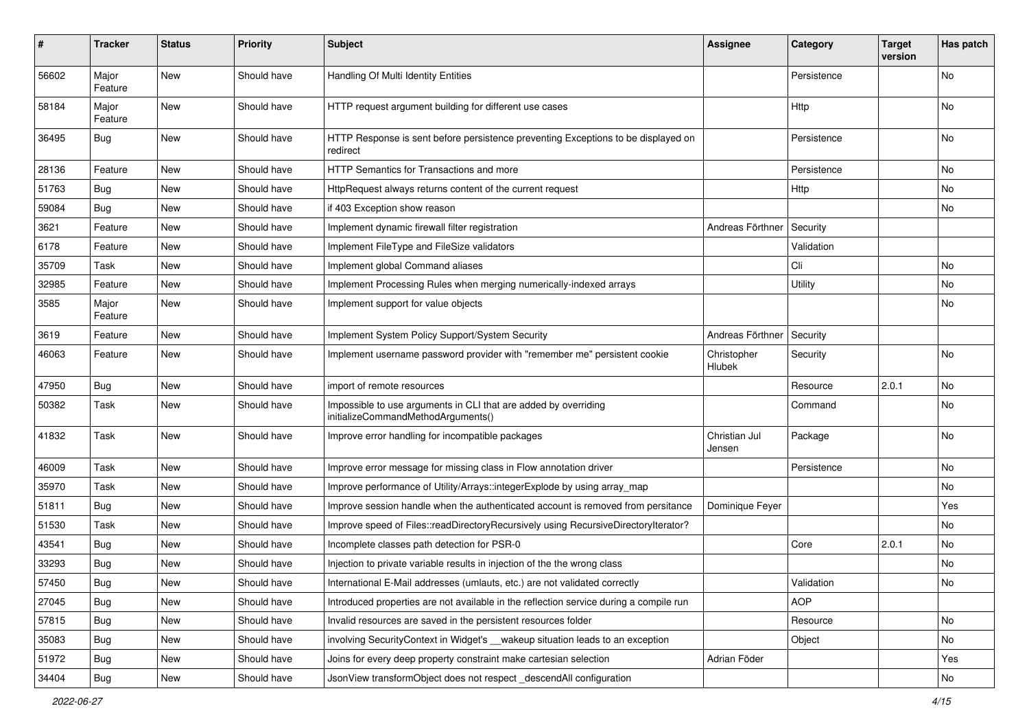| # | Tracker | Status | Priority | Subject | Assignee | Category | Target version | Has patch |
|---|---|---|---|---|---|---|---|---|
| 56602 | Major Feature | New | Should have | Handling Of Multi Identity Entities | | Persistence | | No |
| 58184 | Major Feature | New | Should have | HTTP request argument building for different use cases | | Http | | No |
| 36495 | Bug | New | Should have | HTTP Response is sent before persistence preventing Exceptions to be displayed on redirect | | Persistence | | No |
| 28136 | Feature | New | Should have | HTTP Semantics for Transactions and more | | Persistence | | No |
| 51763 | Bug | New | Should have | HttpRequest always returns content of the current request | | Http | | No |
| 59084 | Bug | New | Should have | if 403 Exception show reason | | | | No |
| 3621 | Feature | New | Should have | Implement dynamic firewall filter registration | Andreas Förthner | Security | | |
| 6178 | Feature | New | Should have | Implement FileType and FileSize validators | | Validation | | |
| 35709 | Task | New | Should have | Implement global Command aliases | | Cli | | No |
| 32985 | Feature | New | Should have | Implement Processing Rules when merging numerically-indexed arrays | | Utility | | No |
| 3585 | Major Feature | New | Should have | Implement support for value objects | | | | No |
| 3619 | Feature | New | Should have | Implement System Policy Support/System Security | Andreas Förthner | Security | | |
| 46063 | Feature | New | Should have | Implement username password provider with "remember me" persistent cookie | Christopher Hlubek | Security | | No |
| 47950 | Bug | New | Should have | import of remote resources | | Resource | 2.0.1 | No |
| 50382 | Task | New | Should have | Impossible to use arguments in CLI that are added by overriding initializeCommandMethodArguments() | | Command | | No |
| 41832 | Task | New | Should have | Improve error handling for incompatible packages | Christian Jul Jensen | Package | | No |
| 46009 | Task | New | Should have | Improve error message for missing class in Flow annotation driver | | Persistence | | No |
| 35970 | Task | New | Should have | Improve performance of Utility/Arrays::integerExplode by using array_map | | | | No |
| 51811 | Bug | New | Should have | Improve session handle when the authenticated account is removed from persitance | Dominique Feyer | | | Yes |
| 51530 | Task | New | Should have | Improve speed of Files::readDirectoryRecursively using RecursiveDirectoryIterator? | | | | No |
| 43541 | Bug | New | Should have | Incomplete classes path detection for PSR-0 | | Core | 2.0.1 | No |
| 33293 | Bug | New | Should have | Injection to private variable results in injection of the the wrong class | | | | No |
| 57450 | Bug | New | Should have | International E-Mail addresses (umlauts, etc.) are not validated correctly | | Validation | | No |
| 27045 | Bug | New | Should have | Introduced properties are not available in the reflection service during a compile run | | AOP | | |
| 57815 | Bug | New | Should have | Invalid resources are saved in the persistent resources folder | | Resource | | No |
| 35083 | Bug | New | Should have | involving SecurityContext in Widget's __wakeup situation leads to an exception | | Object | | No |
| 51972 | Bug | New | Should have | Joins for every deep property constraint make cartesian selection | Adrian Föder | | | Yes |
| 34404 | Bug | New | Should have | JsonView transformObject does not respect _descendAll configuration | | | | No |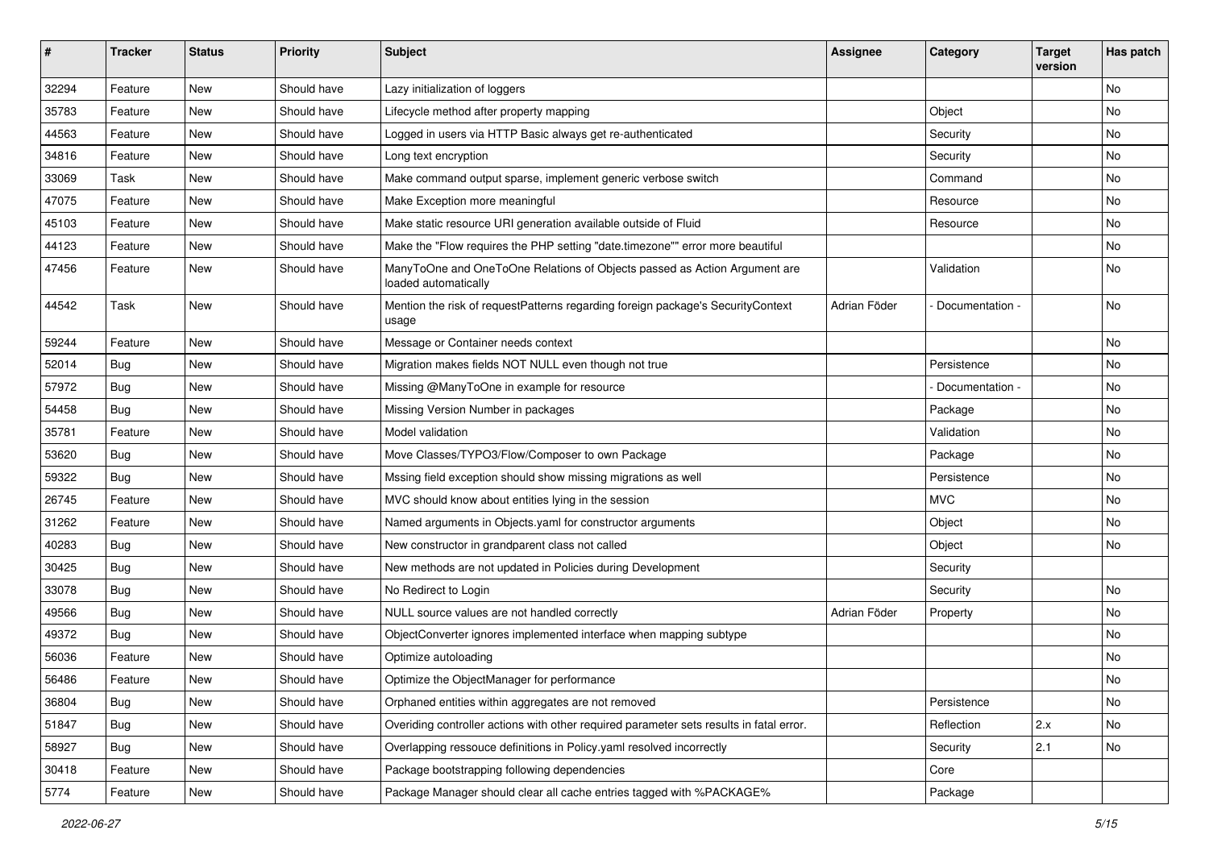| # | Tracker | Status | Priority | Subject | Assignee | Category | Target version | Has patch |
|---|---|---|---|---|---|---|---|---|
| 32294 | Feature | New | Should have | Lazy initialization of loggers | | | | No |
| 35783 | Feature | New | Should have | Lifecycle method after property mapping | | Object | | No |
| 44563 | Feature | New | Should have | Logged in users via HTTP Basic always get re-authenticated | | Security | | No |
| 34816 | Feature | New | Should have | Long text encryption | | Security | | No |
| 33069 | Task | New | Should have | Make command output sparse, implement generic verbose switch | | Command | | No |
| 47075 | Feature | New | Should have | Make Exception more meaningful | | Resource | | No |
| 45103 | Feature | New | Should have | Make static resource URI generation available outside of Fluid | | Resource | | No |
| 44123 | Feature | New | Should have | Make the "Flow requires the PHP setting "date.timezone"" error more beautiful | | | | No |
| 47456 | Feature | New | Should have | ManyToOne and OneToOne Relations of Objects passed as Action Argument are loaded automatically | | Validation | | No |
| 44542 | Task | New | Should have | Mention the risk of requestPatterns regarding foreign package's SecurityContext usage | Adrian Föder | - Documentation - | | No |
| 59244 | Feature | New | Should have | Message or Container needs context | | | | No |
| 52014 | Bug | New | Should have | Migration makes fields NOT NULL even though not true | | Persistence | | No |
| 57972 | Bug | New | Should have | Missing @ManyToOne in example for resource | | - Documentation - | | No |
| 54458 | Bug | New | Should have | Missing Version Number in packages | | Package | | No |
| 35781 | Feature | New | Should have | Model validation | | Validation | | No |
| 53620 | Bug | New | Should have | Move Classes/TYPO3/Flow/Composer to own Package | | Package | | No |
| 59322 | Bug | New | Should have | Mssing field exception should show missing migrations as well | | Persistence | | No |
| 26745 | Feature | New | Should have | MVC should know about entities lying in the session | | MVC | | No |
| 31262 | Feature | New | Should have | Named arguments in Objects.yaml for constructor arguments | | Object | | No |
| 40283 | Bug | New | Should have | New constructor in grandparent class not called | | Object | | No |
| 30425 | Bug | New | Should have | New methods are not updated in Policies during Development | | Security | | |
| 33078 | Bug | New | Should have | No Redirect to Login | | Security | | No |
| 49566 | Bug | New | Should have | NULL source values are not handled correctly | Adrian Föder | Property | | No |
| 49372 | Bug | New | Should have | ObjectConverter ignores implemented interface when mapping subtype | | | | No |
| 56036 | Feature | New | Should have | Optimize autoloading | | | | No |
| 56486 | Feature | New | Should have | Optimize the ObjectManager for performance | | | | No |
| 36804 | Bug | New | Should have | Orphaned entities within aggregates are not removed | | Persistence | | No |
| 51847 | Bug | New | Should have | Overiding controller actions with other required parameter sets results in fatal error. | | Reflection | 2.x | No |
| 58927 | Bug | New | Should have | Overlapping ressouce definitions in Policy.yaml resolved incorrectly | | Security | 2.1 | No |
| 30418 | Feature | New | Should have | Package bootstrapping following dependencies | | Core | | |
| 5774 | Feature | New | Should have | Package Manager should clear all cache entries tagged with %PACKAGE% | | Package | | |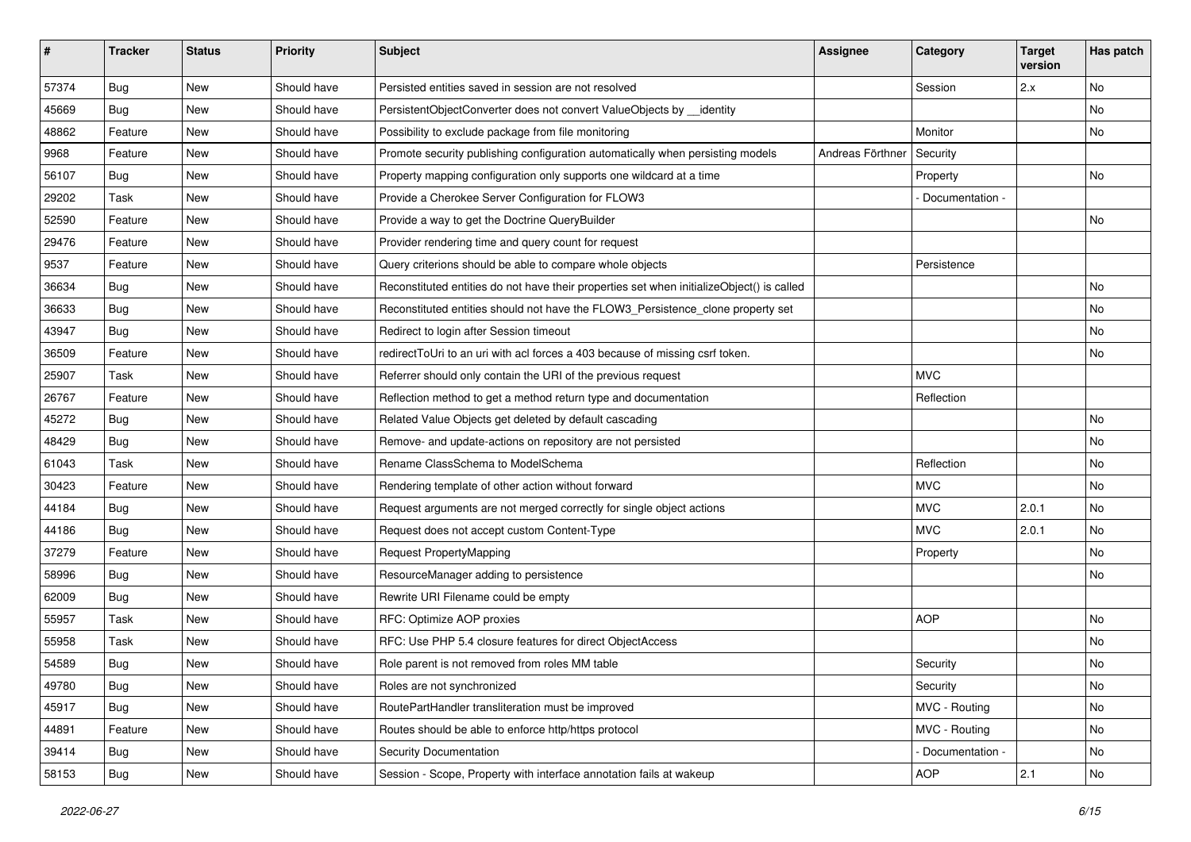| # | Tracker | Status | Priority | Subject | Assignee | Category | Target version | Has patch |
|---|---|---|---|---|---|---|---|---|
| 57374 | Bug | New | Should have | Persisted entities saved in session are not resolved | | Session | 2.x | No |
| 45669 | Bug | New | Should have | PersistentObjectConverter does not convert ValueObjects by __identity | | | | No |
| 48862 | Feature | New | Should have | Possibility to exclude package from file monitoring | | Monitor | | No |
| 9968 | Feature | New | Should have | Promote security publishing configuration automatically when persisting models | Andreas Förthner | Security | | |
| 56107 | Bug | New | Should have | Property mapping configuration only supports one wildcard at a time | | Property | | No |
| 29202 | Task | New | Should have | Provide a Cherokee Server Configuration for FLOW3 | | - Documentation - | | |
| 52590 | Feature | New | Should have | Provide a way to get the Doctrine QueryBuilder | | | | No |
| 29476 | Feature | New | Should have | Provider rendering time and query count for request | | | | |
| 9537 | Feature | New | Should have | Query criterions should be able to compare whole objects | | Persistence | | |
| 36634 | Bug | New | Should have | Reconstituted entities do not have their properties set when initializeObject() is called | | | | No |
| 36633 | Bug | New | Should have | Reconstituted entities should not have the FLOW3_Persistence_clone property set | | | | No |
| 43947 | Bug | New | Should have | Redirect to login after Session timeout | | | | No |
| 36509 | Feature | New | Should have | redirectToUri to an uri with acl forces a 403 because of missing csrf token. | | | | No |
| 25907 | Task | New | Should have | Referrer should only contain the URI of the previous request | | MVC | | |
| 26767 | Feature | New | Should have | Reflection method to get a method return type and documentation | | Reflection | | |
| 45272 | Bug | New | Should have | Related Value Objects get deleted by default cascading | | | | No |
| 48429 | Bug | New | Should have | Remove- and update-actions on repository are not persisted | | | | No |
| 61043 | Task | New | Should have | Rename ClassSchema to ModelSchema | | Reflection | | No |
| 30423 | Feature | New | Should have | Rendering template of other action without forward | | MVC | | No |
| 44184 | Bug | New | Should have | Request arguments are not merged correctly for single object actions | | MVC | 2.0.1 | No |
| 44186 | Bug | New | Should have | Request does not accept custom Content-Type | | MVC | 2.0.1 | No |
| 37279 | Feature | New | Should have | Request PropertyMapping | | Property | | No |
| 58996 | Bug | New | Should have | ResourceManager adding to persistence | | | | No |
| 62009 | Bug | New | Should have | Rewrite URI Filename could be empty | | | | |
| 55957 | Task | New | Should have | RFC: Optimize AOP proxies | | AOP | | No |
| 55958 | Task | New | Should have | RFC: Use PHP 5.4 closure features for direct ObjectAccess | | | | No |
| 54589 | Bug | New | Should have | Role parent is not removed from roles MM table | | Security | | No |
| 49780 | Bug | New | Should have | Roles are not synchronized | | Security | | No |
| 45917 | Bug | New | Should have | RoutePartHandler transliteration must be improved | | MVC - Routing | | No |
| 44891 | Feature | New | Should have | Routes should be able to enforce http/https protocol | | MVC - Routing | | No |
| 39414 | Bug | New | Should have | Security Documentation | | - Documentation - | | No |
| 58153 | Bug | New | Should have | Session - Scope, Property with interface annotation fails at wakeup | | AOP | 2.1 | No |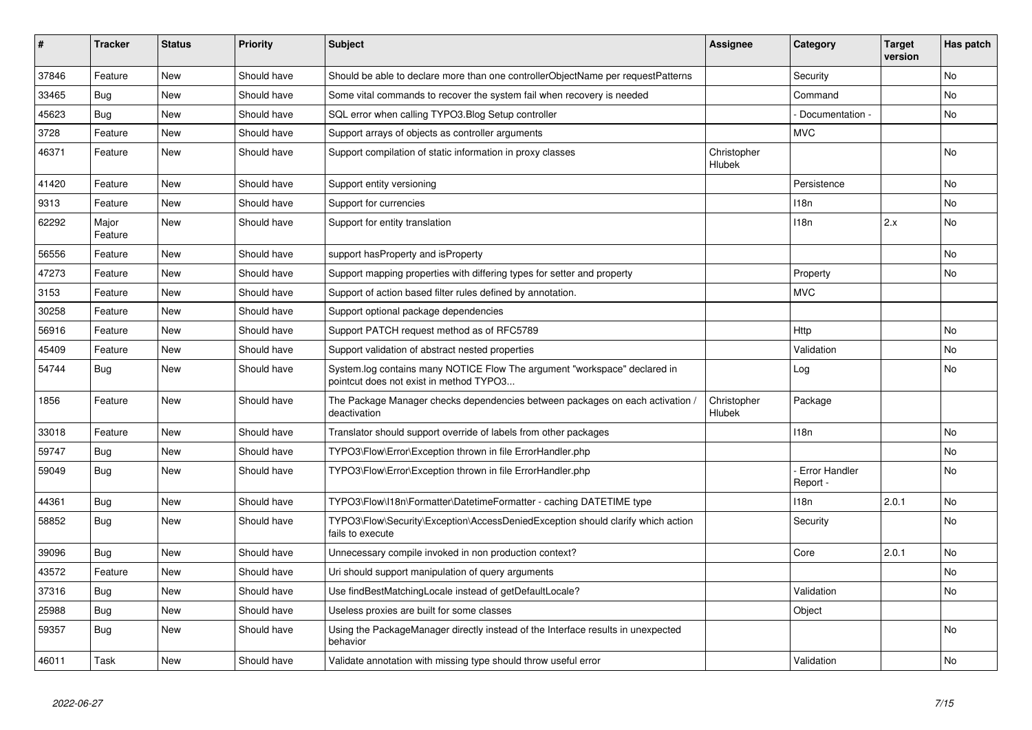| # | Tracker | Status | Priority | Subject | Assignee | Category | Target version | Has patch |
|---|---|---|---|---|---|---|---|---|
| 37846 | Feature | New | Should have | Should be able to declare more than one controllerObjectName per requestPatterns | | Security | | No |
| 33465 | Bug | New | Should have | Some vital commands to recover the system fail when recovery is needed | | Command | | No |
| 45623 | Bug | New | Should have | SQL error when calling TYPO3.Blog Setup controller | | - Documentation - | | No |
| 3728 | Feature | New | Should have | Support arrays of objects as controller arguments | | MVC | | |
| 46371 | Feature | New | Should have | Support compilation of static information in proxy classes | Christopher Hlubek | | | No |
| 41420 | Feature | New | Should have | Support entity versioning | | Persistence | | No |
| 9313 | Feature | New | Should have | Support for currencies | | I18n | | No |
| 62292 | Major Feature | New | Should have | Support for entity translation | | I18n | 2.x | No |
| 56556 | Feature | New | Should have | support hasProperty and isProperty | | | | No |
| 47273 | Feature | New | Should have | Support mapping properties with differing types for setter and property | | Property | | No |
| 3153 | Feature | New | Should have | Support of action based filter rules defined by annotation. | | MVC | | |
| 30258 | Feature | New | Should have | Support optional package dependencies | | | | |
| 56916 | Feature | New | Should have | Support PATCH request method as of RFC5789 | | Http | | No |
| 45409 | Feature | New | Should have | Support validation of abstract nested properties | | Validation | | No |
| 54744 | Bug | New | Should have | System.log contains many NOTICE Flow The argument "workspace" declared in pointcut does not exist in method TYPO3... | | Log | | No |
| 1856 | Feature | New | Should have | The Package Manager checks dependencies between packages on each activation / deactivation | Christopher Hlubek | Package | | |
| 33018 | Feature | New | Should have | Translator should support override of labels from other packages | | I18n | | No |
| 59747 | Bug | New | Should have | TYPO3\Flow\Error\Exception thrown in file ErrorHandler.php | | | | No |
| 59049 | Bug | New | Should have | TYPO3\Flow\Error\Exception thrown in file ErrorHandler.php | | - Error Handler Report - | | No |
| 44361 | Bug | New | Should have | TYPO3\Flow\I18n\Formatter\DatetimeFormatter - caching DATETIME type | | I18n | 2.0.1 | No |
| 58852 | Bug | New | Should have | TYPO3\Flow\Security\Exception\AccessDeniedException should clarify which action fails to execute | | Security | | No |
| 39096 | Bug | New | Should have | Unnecessary compile invoked in non production context? | | Core | 2.0.1 | No |
| 43572 | Feature | New | Should have | Uri should support manipulation of query arguments | | | | No |
| 37316 | Bug | New | Should have | Use findBestMatchingLocale instead of getDefaultLocale? | | Validation | | No |
| 25988 | Bug | New | Should have | Useless proxies are built for some classes | | Object | | |
| 59357 | Bug | New | Should have | Using the PackageManager directly instead of the Interface results in unexpected behavior | | | | No |
| 46011 | Task | New | Should have | Validate annotation with missing type should throw useful error | | Validation | | No |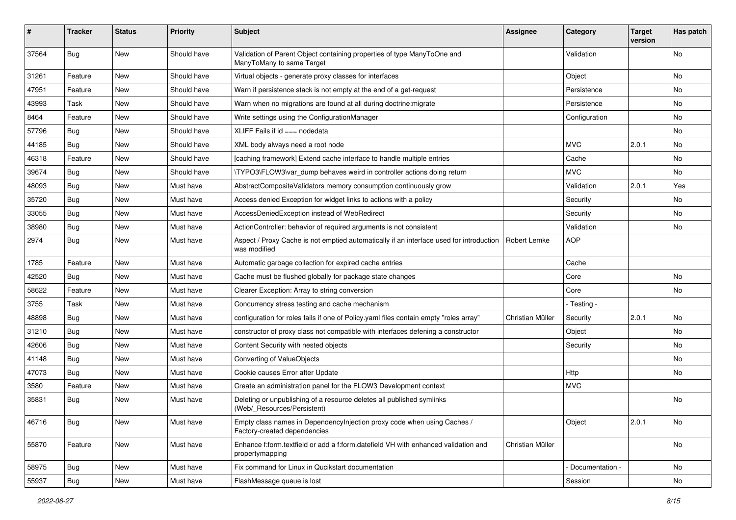| # | Tracker | Status | Priority | Subject | Assignee | Category | Target version | Has patch |
|---|---|---|---|---|---|---|---|---|
| 37564 | Bug | New | Should have | Validation of Parent Object containing properties of type ManyToOne and ManyToMany to same Target | | Validation | | No |
| 31261 | Feature | New | Should have | Virtual objects - generate proxy classes for interfaces | | Object | | No |
| 47951 | Feature | New | Should have | Warn if persistence stack is not empty at the end of a get-request | | Persistence | | No |
| 43993 | Task | New | Should have | Warn when no migrations are found at all during doctrine:migrate | | Persistence | | No |
| 8464 | Feature | New | Should have | Write settings using the ConfigurationManager | | Configuration | | No |
| 57796 | Bug | New | Should have | XLIFF Fails if id === nodedata | | | | No |
| 44185 | Bug | New | Should have | XML body always need a root node | | MVC | 2.0.1 | No |
| 46318 | Feature | New | Should have | [caching framework] Extend cache interface to handle multiple entries | | Cache | | No |
| 39674 | Bug | New | Should have | \TYPO3\FLOW3\var_dump behaves weird in controller actions doing return | | MVC | | No |
| 48093 | Bug | New | Must have | AbstractCompositeValidators memory consumption continuously grow | | Validation | 2.0.1 | Yes |
| 35720 | Bug | New | Must have | Access denied Exception for widget links to actions with a policy | | Security | | No |
| 33055 | Bug | New | Must have | AccessDeniedException instead of WebRedirect | | Security | | No |
| 38980 | Bug | New | Must have | ActionController: behavior of required arguments is not consistent | | Validation | | No |
| 2974 | Bug | New | Must have | Aspect / Proxy Cache is not emptied automatically if an interface used for introduction was modified | Robert Lemke | AOP | | |
| 1785 | Feature | New | Must have | Automatic garbage collection for expired cache entries | | Cache | | |
| 42520 | Bug | New | Must have | Cache must be flushed globally for package state changes | | Core | | No |
| 58622 | Feature | New | Must have | Clearer Exception: Array to string conversion | | Core | | No |
| 3755 | Task | New | Must have | Concurrency stress testing and cache mechanism | | - Testing - | | |
| 48898 | Bug | New | Must have | configuration for roles fails if one of Policy.yaml files contain empty "roles array" | Christian Müller | Security | 2.0.1 | No |
| 31210 | Bug | New | Must have | constructor of proxy class not compatible with interfaces defening a constructor | | Object | | No |
| 42606 | Bug | New | Must have | Content Security with nested objects | | Security | | No |
| 41148 | Bug | New | Must have | Converting of ValueObjects | | | | No |
| 47073 | Bug | New | Must have | Cookie causes Error after Update | | Http | | No |
| 3580 | Feature | New | Must have | Create an administration panel for the FLOW3 Development context | | MVC | | |
| 35831 | Bug | New | Must have | Deleting or unpublishing of a resource deletes all published symlinks (Web/_Resources/Persistent) | | | | No |
| 46716 | Bug | New | Must have | Empty class names in DependencyInjection proxy code when using Caches / Factory-created dependencies | | Object | 2.0.1 | No |
| 55870 | Feature | New | Must have | Enhance f:form.textfield or add a f:form.datefield VH with enhanced validation and propertymapping | Christian Müller | | | No |
| 58975 | Bug | New | Must have | Fix command for Linux in Qucikstart documentation | | - Documentation - | | No |
| 55937 | Bug | New | Must have | FlashMessage queue is lost | | Session | | No |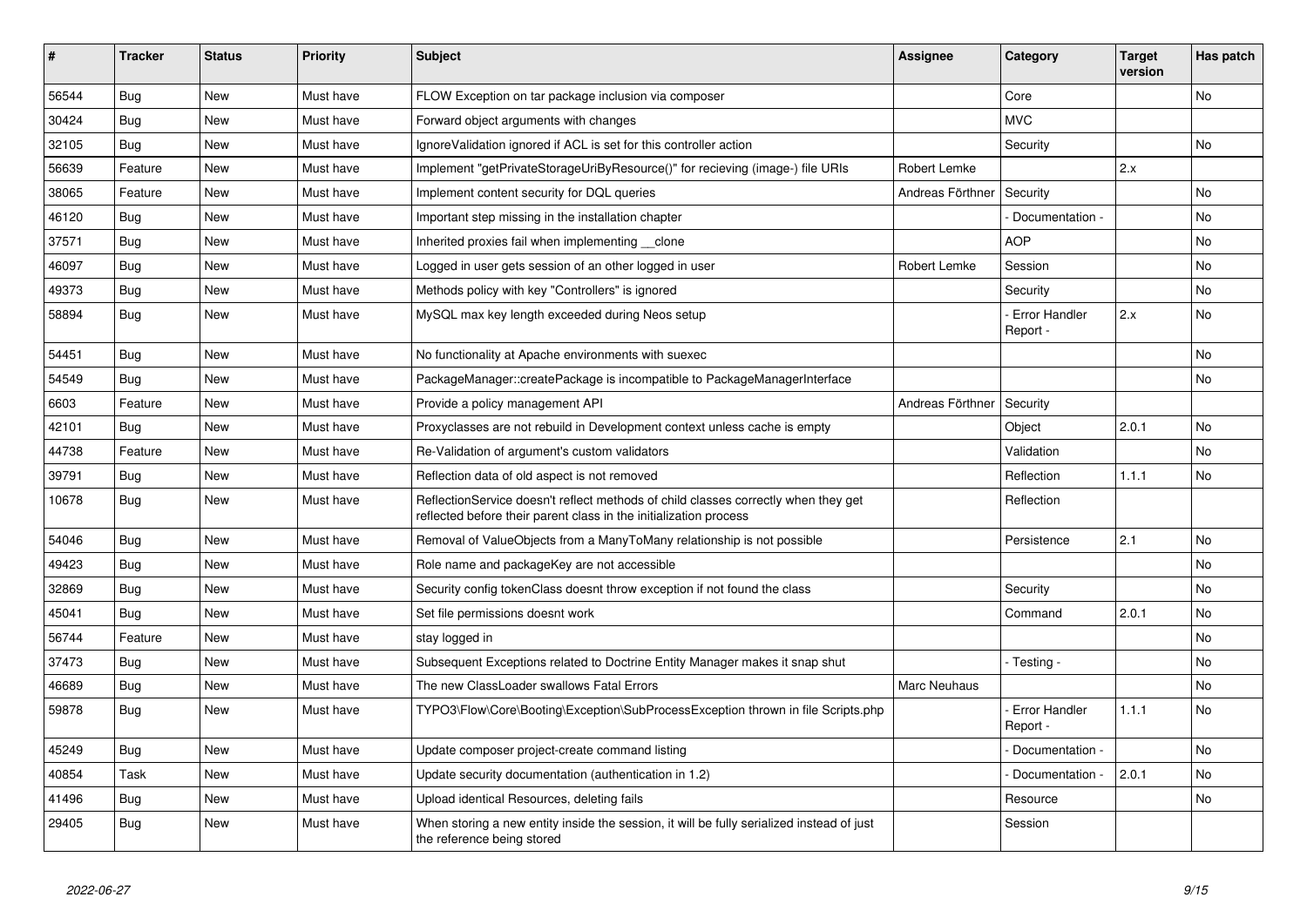| # | Tracker | Status | Priority | Subject | Assignee | Category | Target version | Has patch |
| --- | --- | --- | --- | --- | --- | --- | --- | --- |
| 56544 | Bug | New | Must have | FLOW Exception on tar package inclusion via composer | | Core | | No |
| 30424 | Bug | New | Must have | Forward object arguments with changes | | MVC | | |
| 32105 | Bug | New | Must have | IgnoreValidation ignored if ACL is set for this controller action | | Security | | No |
| 56639 | Feature | New | Must have | Implement "getPrivateStorageUriByResource()" for recieving (image-) file URIs | Robert Lemke | | 2.x | |
| 38065 | Feature | New | Must have | Implement content security for DQL queries | Andreas Förthner | Security | | No |
| 46120 | Bug | New | Must have | Important step missing in the installation chapter | | - Documentation - | | No |
| 37571 | Bug | New | Must have | Inherited proxies fail when implementing __clone | | AOP | | No |
| 46097 | Bug | New | Must have | Logged in user gets session of an other logged in user | Robert Lemke | Session | | No |
| 49373 | Bug | New | Must have | Methods policy with key "Controllers" is ignored | | Security | | No |
| 58894 | Bug | New | Must have | MySQL max key length exceeded during Neos setup | | - Error Handler Report - | 2.x | No |
| 54451 | Bug | New | Must have | No functionality at Apache environments with suexec | | | | No |
| 54549 | Bug | New | Must have | PackageManager::createPackage is incompatible to PackageManagerInterface | | | | No |
| 6603 | Feature | New | Must have | Provide a policy management API | Andreas Förthner | Security | | |
| 42101 | Bug | New | Must have | Proxyclasses are not rebuild in Development context unless cache is empty | | Object | 2.0.1 | No |
| 44738 | Feature | New | Must have | Re-Validation of argument's custom validators | | Validation | | No |
| 39791 | Bug | New | Must have | Reflection data of old aspect is not removed | | Reflection | 1.1.1 | No |
| 10678 | Bug | New | Must have | ReflectionService doesn't reflect methods of child classes correctly when they get reflected before their parent class in the initialization process | | Reflection | | |
| 54046 | Bug | New | Must have | Removal of ValueObjects from a ManyToMany relationship is not possible | | Persistence | 2.1 | No |
| 49423 | Bug | New | Must have | Role name and packageKey are not accessible | | | | No |
| 32869 | Bug | New | Must have | Security config tokenClass doesnt throw exception if not found the class | | Security | | No |
| 45041 | Bug | New | Must have | Set file permissions doesnt work | | Command | 2.0.1 | No |
| 56744 | Feature | New | Must have | stay logged in | | | | No |
| 37473 | Bug | New | Must have | Subsequent Exceptions related to Doctrine Entity Manager makes it snap shut | | - Testing - | | No |
| 46689 | Bug | New | Must have | The new ClassLoader swallows Fatal Errors | Marc Neuhaus | | | No |
| 59878 | Bug | New | Must have | TYPO3\Flow\Core\Booting\Exception\SubProcessException thrown in file Scripts.php | | - Error Handler Report - | 1.1.1 | No |
| 45249 | Bug | New | Must have | Update composer project-create command listing | | - Documentation - | | No |
| 40854 | Task | New | Must have | Update security documentation (authentication in 1.2) | | - Documentation - | 2.0.1 | No |
| 41496 | Bug | New | Must have | Upload identical Resources, deleting fails | | Resource | | No |
| 29405 | Bug | New | Must have | When storing a new entity inside the session, it will be fully serialized instead of just the reference being stored | | Session | | |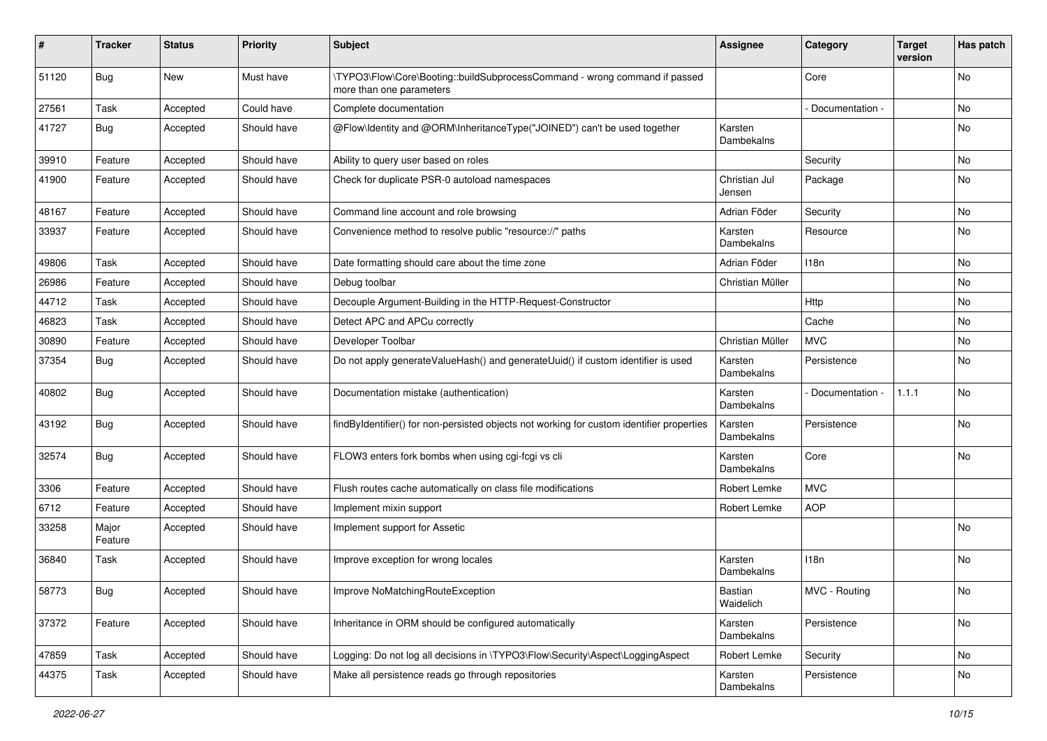| # | Tracker | Status | Priority | Subject | Assignee | Category | Target version | Has patch |
|---|---|---|---|---|---|---|---|---|
| 51120 | Bug | New | Must have | \TYPO3\Flow\Core\Booting::buildSubprocessCommand - wrong command if passed more than one parameters | | Core | | No |
| 27561 | Task | Accepted | Could have | Complete documentation | | - Documentation - | | No |
| 41727 | Bug | Accepted | Should have | @Flow\Identity and @ORM\InheritanceType("JOINED") can't be used together | Karsten Dambekalns | | | No |
| 39910 | Feature | Accepted | Should have | Ability to query user based on roles | | Security | | No |
| 41900 | Feature | Accepted | Should have | Check for duplicate PSR-0 autoload namespaces | Christian Jul Jensen | Package | | No |
| 48167 | Feature | Accepted | Should have | Command line account and role browsing | Adrian Föder | Security | | No |
| 33937 | Feature | Accepted | Should have | Convenience method to resolve public "resource://" paths | Karsten Dambekalns | Resource | | No |
| 49806 | Task | Accepted | Should have | Date formatting should care about the time zone | Adrian Föder | I18n | | No |
| 26986 | Feature | Accepted | Should have | Debug toolbar | Christian Müller | | | No |
| 44712 | Task | Accepted | Should have | Decouple Argument-Building in the HTTP-Request-Constructor | | Http | | No |
| 46823 | Task | Accepted | Should have | Detect APC and APCu correctly | | Cache | | No |
| 30890 | Feature | Accepted | Should have | Developer Toolbar | Christian Müller | MVC | | No |
| 37354 | Bug | Accepted | Should have | Do not apply generateValueHash() and generateUuid() if custom identifier is used | Karsten Dambekalns | Persistence | | No |
| 40802 | Bug | Accepted | Should have | Documentation mistake (authentication) | Karsten Dambekalns | - Documentation - | 1.1.1 | No |
| 43192 | Bug | Accepted | Should have | findByIdentifier() for non-persisted objects not working for custom identifier properties | Karsten Dambekalns | Persistence | | No |
| 32574 | Bug | Accepted | Should have | FLOW3 enters fork bombs when using cgi-fcgi vs cli | Karsten Dambekalns | Core | | No |
| 3306 | Feature | Accepted | Should have | Flush routes cache automatically on class file modifications | Robert Lemke | MVC | | |
| 6712 | Feature | Accepted | Should have | Implement mixin support | Robert Lemke | AOP | | |
| 33258 | Major Feature | Accepted | Should have | Implement support for Assetic | | | | No |
| 36840 | Task | Accepted | Should have | Improve exception for wrong locales | Karsten Dambekalns | I18n | | No |
| 58773 | Bug | Accepted | Should have | Improve NoMatchingRouteException | Bastian Waidelich | MVC - Routing | | No |
| 37372 | Feature | Accepted | Should have | Inheritance in ORM should be configured automatically | Karsten Dambekalns | Persistence | | No |
| 47859 | Task | Accepted | Should have | Logging: Do not log all decisions in \TYPO3\Flow\Security\Aspect\LoggingAspect | Robert Lemke | Security | | No |
| 44375 | Task | Accepted | Should have | Make all persistence reads go through repositories | Karsten Dambekalns | Persistence | | No |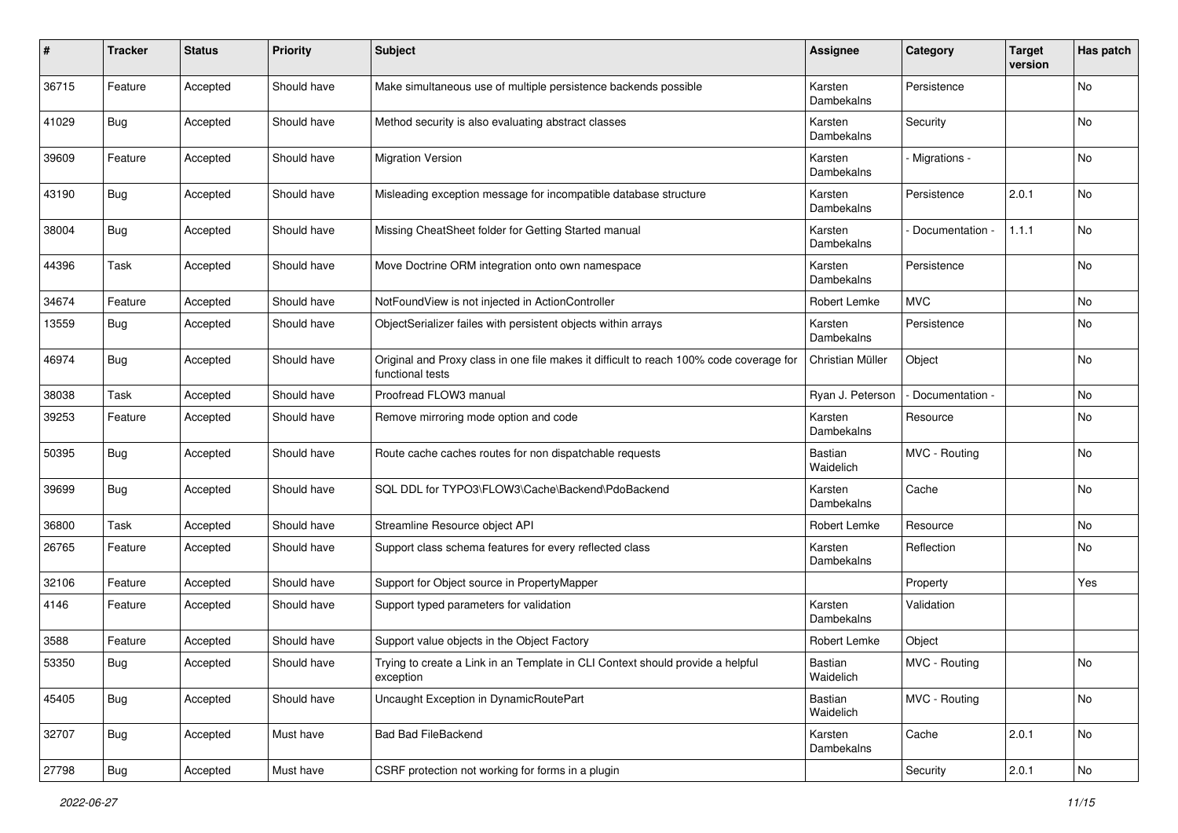| # | Tracker | Status | Priority | Subject | Assignee | Category | Target version | Has patch |
|---|---|---|---|---|---|---|---|---|
| 36715 | Feature | Accepted | Should have | Make simultaneous use of multiple persistence backends possible | Karsten Dambekalns | Persistence | | No |
| 41029 | Bug | Accepted | Should have | Method security is also evaluating abstract classes | Karsten Dambekalns | Security | | No |
| 39609 | Feature | Accepted | Should have | Migration Version | Karsten Dambekalns | - Migrations - | | No |
| 43190 | Bug | Accepted | Should have | Misleading exception message for incompatible database structure | Karsten Dambekalns | Persistence | 2.0.1 | No |
| 38004 | Bug | Accepted | Should have | Missing CheatSheet folder for Getting Started manual | Karsten Dambekalns | - Documentation - | 1.1.1 | No |
| 44396 | Task | Accepted | Should have | Move Doctrine ORM integration onto own namespace | Karsten Dambekalns | Persistence | | No |
| 34674 | Feature | Accepted | Should have | NotFoundView is not injected in ActionController | Robert Lemke | MVC | | No |
| 13559 | Bug | Accepted | Should have | ObjectSerializer failes with persistent objects within arrays | Karsten Dambekalns | Persistence | | No |
| 46974 | Bug | Accepted | Should have | Original and Proxy class in one file makes it difficult to reach 100% code coverage for functional tests | Christian Müller | Object | | No |
| 38038 | Task | Accepted | Should have | Proofread FLOW3 manual | Ryan J. Peterson | - Documentation - | | No |
| 39253 | Feature | Accepted | Should have | Remove mirroring mode option and code | Karsten Dambekalns | Resource | | No |
| 50395 | Bug | Accepted | Should have | Route cache caches routes for non dispatchable requests | Bastian Waidelich | MVC - Routing | | No |
| 39699 | Bug | Accepted | Should have | SQL DDL for TYPO3\FLOW3\Cache\Backend\PdoBackend | Karsten Dambekalns | Cache | | No |
| 36800 | Task | Accepted | Should have | Streamline Resource object API | Robert Lemke | Resource | | No |
| 26765 | Feature | Accepted | Should have | Support class schema features for every reflected class | Karsten Dambekalns | Reflection | | No |
| 32106 | Feature | Accepted | Should have | Support for Object source in PropertyMapper | | Property | | Yes |
| 4146 | Feature | Accepted | Should have | Support typed parameters for validation | Karsten Dambekalns | Validation | | |
| 3588 | Feature | Accepted | Should have | Support value objects in the Object Factory | Robert Lemke | Object | | |
| 53350 | Bug | Accepted | Should have | Trying to create a Link in an Template in CLI Context should provide a helpful exception | Bastian Waidelich | MVC - Routing | | No |
| 45405 | Bug | Accepted | Should have | Uncaught Exception in DynamicRoutePart | Bastian Waidelich | MVC - Routing | | No |
| 32707 | Bug | Accepted | Must have | Bad Bad FileBackend | Karsten Dambekalns | Cache | 2.0.1 | No |
| 27798 | Bug | Accepted | Must have | CSRF protection not working for forms in a plugin | | Security | 2.0.1 | No |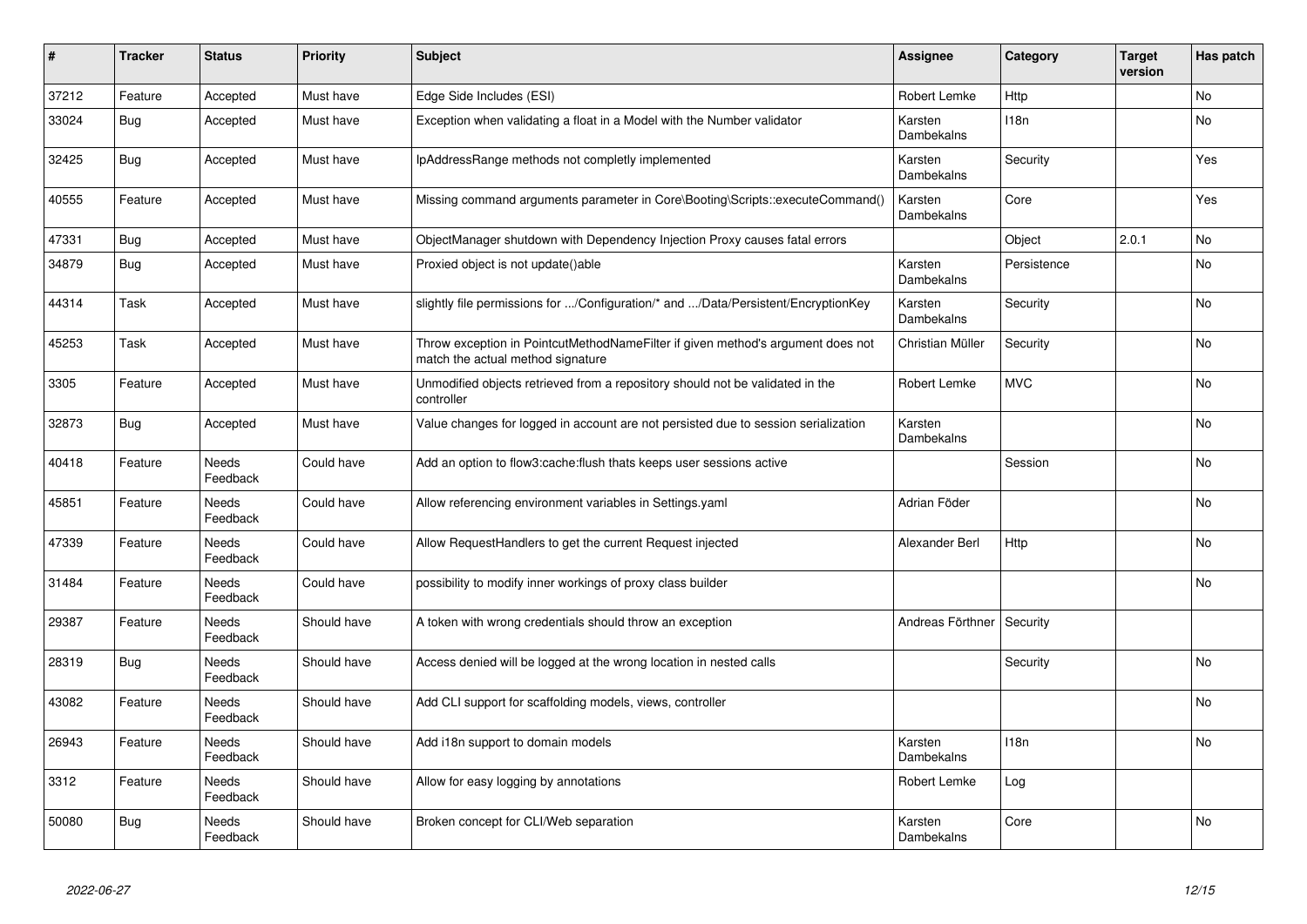| # | Tracker | Status | Priority | Subject | Assignee | Category | Target version | Has patch |
|---|---|---|---|---|---|---|---|---|
| 37212 | Feature | Accepted | Must have | Edge Side Includes (ESI) | Robert Lemke | Http | | No |
| 33024 | Bug | Accepted | Must have | Exception when validating a float in a Model with the Number validator | Karsten Dambekalns | I18n | | No |
| 32425 | Bug | Accepted | Must have | IpAddressRange methods not completly implemented | Karsten Dambekalns | Security | | Yes |
| 40555 | Feature | Accepted | Must have | Missing command arguments parameter in Core\Booting\Scripts::executeCommand() | Karsten Dambekalns | Core | | Yes |
| 47331 | Bug | Accepted | Must have | ObjectManager shutdown with Dependency Injection Proxy causes fatal errors | | Object | 2.0.1 | No |
| 34879 | Bug | Accepted | Must have | Proxied object is not update()able | Karsten Dambekalns | Persistence | | No |
| 44314 | Task | Accepted | Must have | slightly file permissions for .../Configuration/* and .../Data/Persistent/EncryptionKey | Karsten Dambekalns | Security | | No |
| 45253 | Task | Accepted | Must have | Throw exception in PointcutMethodNameFilter if given method's argument does not match the actual method signature | Christian Müller | Security | | No |
| 3305 | Feature | Accepted | Must have | Unmodified objects retrieved from a repository should not be validated in the controller | Robert Lemke | MVC | | No |
| 32873 | Bug | Accepted | Must have | Value changes for logged in account are not persisted due to session serialization | Karsten Dambekalns | | | No |
| 40418 | Feature | Needs Feedback | Could have | Add an option to flow3:cache:flush thats keeps user sessions active | | Session | | No |
| 45851 | Feature | Needs Feedback | Could have | Allow referencing environment variables in Settings.yaml | Adrian Föder | | | No |
| 47339 | Feature | Needs Feedback | Could have | Allow RequestHandlers to get the current Request injected | Alexander Berl | Http | | No |
| 31484 | Feature | Needs Feedback | Could have | possibility to modify inner workings of proxy class builder | | | | No |
| 29387 | Feature | Needs Feedback | Should have | A token with wrong credentials should throw an exception | Andreas Förthner | Security | | |
| 28319 | Bug | Needs Feedback | Should have | Access denied will be logged at the wrong location in nested calls | | Security | | No |
| 43082 | Feature | Needs Feedback | Should have | Add CLI support for scaffolding models, views, controller | | | | No |
| 26943 | Feature | Needs Feedback | Should have | Add i18n support to domain models | Karsten Dambekalns | I18n | | No |
| 3312 | Feature | Needs Feedback | Should have | Allow for easy logging by annotations | Robert Lemke | Log | | |
| 50080 | Bug | Needs Feedback | Should have | Broken concept for CLI/Web separation | Karsten Dambekalns | Core | | No |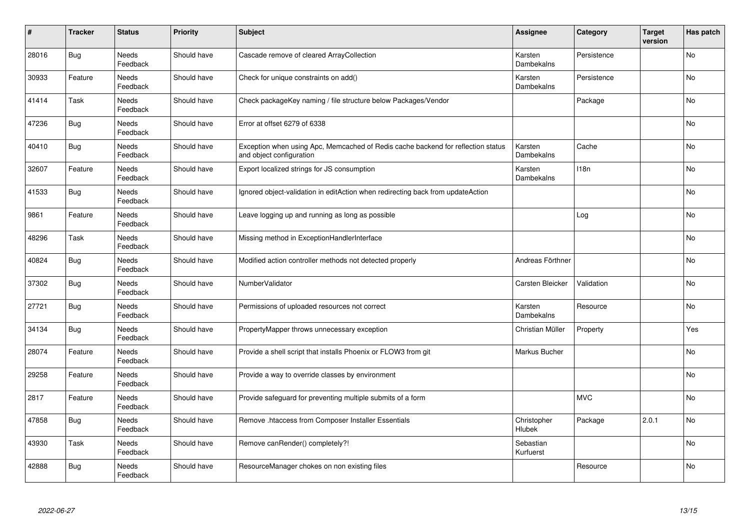| # | Tracker | Status | Priority | Subject | Assignee | Category | Target version | Has patch |
|---|---|---|---|---|---|---|---|---|
| 28016 | Bug | Needs Feedback | Should have | Cascade remove of cleared ArrayCollection | Karsten Dambekalns | Persistence | | No |
| 30933 | Feature | Needs Feedback | Should have | Check for unique constraints on add() | Karsten Dambekalns | Persistence | | No |
| 41414 | Task | Needs Feedback | Should have | Check packageKey naming / file structure below Packages/Vendor | | Package | | No |
| 47236 | Bug | Needs Feedback | Should have | Error at offset 6279 of 6338 | | | | No |
| 40410 | Bug | Needs Feedback | Should have | Exception when using Apc, Memcached of Redis cache backend for reflection status and object configuration | Karsten Dambekalns | Cache | | No |
| 32607 | Feature | Needs Feedback | Should have | Export localized strings for JS consumption | Karsten Dambekalns | I18n | | No |
| 41533 | Bug | Needs Feedback | Should have | Ignored object-validation in editAction when redirecting back from updateAction | | | | No |
| 9861 | Feature | Needs Feedback | Should have | Leave logging up and running as long as possible | | Log | | No |
| 48296 | Task | Needs Feedback | Should have | Missing method in ExceptionHandlerInterface | | | | No |
| 40824 | Bug | Needs Feedback | Should have | Modified action controller methods not detected properly | Andreas Förthner | | | No |
| 37302 | Bug | Needs Feedback | Should have | NumberValidator | Carsten Bleicker | Validation | | No |
| 27721 | Bug | Needs Feedback | Should have | Permissions of uploaded resources not correct | Karsten Dambekalns | Resource | | No |
| 34134 | Bug | Needs Feedback | Should have | PropertyMapper throws unnecessary exception | Christian Müller | Property | | Yes |
| 28074 | Feature | Needs Feedback | Should have | Provide a shell script that installs Phoenix or FLOW3 from git | Markus Bucher | | | No |
| 29258 | Feature | Needs Feedback | Should have | Provide a way to override classes by environment | | | | No |
| 2817 | Feature | Needs Feedback | Should have | Provide safeguard for preventing multiple submits of a form | | MVC | | No |
| 47858 | Bug | Needs Feedback | Should have | Remove .htaccess from Composer Installer Essentials | Christopher Hlubek | Package | 2.0.1 | No |
| 43930 | Task | Needs Feedback | Should have | Remove canRender() completely?! | Sebastian Kurfuerst | | | No |
| 42888 | Bug | Needs Feedback | Should have | ResourceManager chokes on non existing files | | Resource | | No |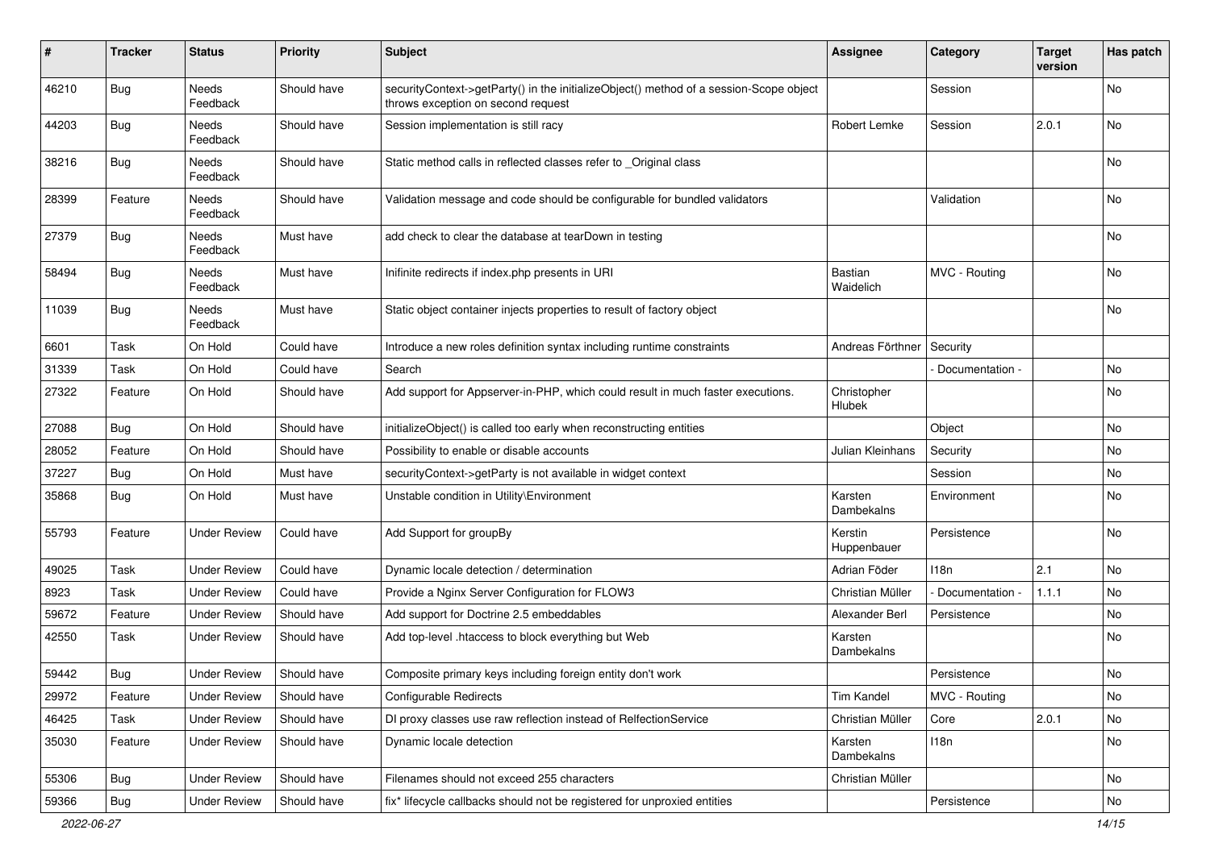| # | Tracker | Status | Priority | Subject | Assignee | Category | Target version | Has patch |
|---|---|---|---|---|---|---|---|---|
| 46210 | Bug | Needs Feedback | Should have | securityContext->getParty() in the initializeObject() method of a session-Scope object throws exception on second request | | Session | | No |
| 44203 | Bug | Needs Feedback | Should have | Session implementation is still racy | Robert Lemke | Session | 2.0.1 | No |
| 38216 | Bug | Needs Feedback | Should have | Static method calls in reflected classes refer to _Original class | | | | No |
| 28399 | Feature | Needs Feedback | Should have | Validation message and code should be configurable for bundled validators | | Validation | | No |
| 27379 | Bug | Needs Feedback | Must have | add check to clear the database at tearDown in testing | | | | No |
| 58494 | Bug | Needs Feedback | Must have | Inifinite redirects if index.php presents in URI | Bastian Waidelich | MVC - Routing | | No |
| 11039 | Bug | Needs Feedback | Must have | Static object container injects properties to result of factory object | | | | No |
| 6601 | Task | On Hold | Could have | Introduce a new roles definition syntax including runtime constraints | Andreas Förthner | Security | | |
| 31339 | Task | On Hold | Could have | Search | | - Documentation - | | No |
| 27322 | Feature | On Hold | Should have | Add support for Appserver-in-PHP, which could result in much faster executions. | Christopher Hlubek | | | No |
| 27088 | Bug | On Hold | Should have | initializeObject() is called too early when reconstructing entities | | Object | | No |
| 28052 | Feature | On Hold | Should have | Possibility to enable or disable accounts | Julian Kleinhans | Security | | No |
| 37227 | Bug | On Hold | Must have | securityContext->getParty is not available in widget context | | Session | | No |
| 35868 | Bug | On Hold | Must have | Unstable condition in Utility\Environment | Karsten Dambekalns | Environment | | No |
| 55793 | Feature | Under Review | Could have | Add Support for groupBy | Kerstin Huppenbauer | Persistence | | No |
| 49025 | Task | Under Review | Could have | Dynamic locale detection / determination | Adrian Föder | I18n | 2.1 | No |
| 8923 | Task | Under Review | Could have | Provide a Nginx Server Configuration for FLOW3 | Christian Müller | - Documentation - | 1.1.1 | No |
| 59672 | Feature | Under Review | Should have | Add support for Doctrine 2.5 embeddables | Alexander Berl | Persistence | | No |
| 42550 | Task | Under Review | Should have | Add top-level .htaccess to block everything but Web | Karsten Dambekalns | | | No |
| 59442 | Bug | Under Review | Should have | Composite primary keys including foreign entity don't work | | Persistence | | No |
| 29972 | Feature | Under Review | Should have | Configurable Redirects | Tim Kandel | MVC - Routing | | No |
| 46425 | Task | Under Review | Should have | DI proxy classes use raw reflection instead of RelfectionService | Christian Müller | Core | 2.0.1 | No |
| 35030 | Feature | Under Review | Should have | Dynamic locale detection | Karsten Dambekalns | I18n | | No |
| 55306 | Bug | Under Review | Should have | Filenames should not exceed 255 characters | Christian Müller | | | No |
| 59366 | Bug | Under Review | Should have | fix* lifecycle callbacks should not be registered for unproxied entities | | Persistence | | No |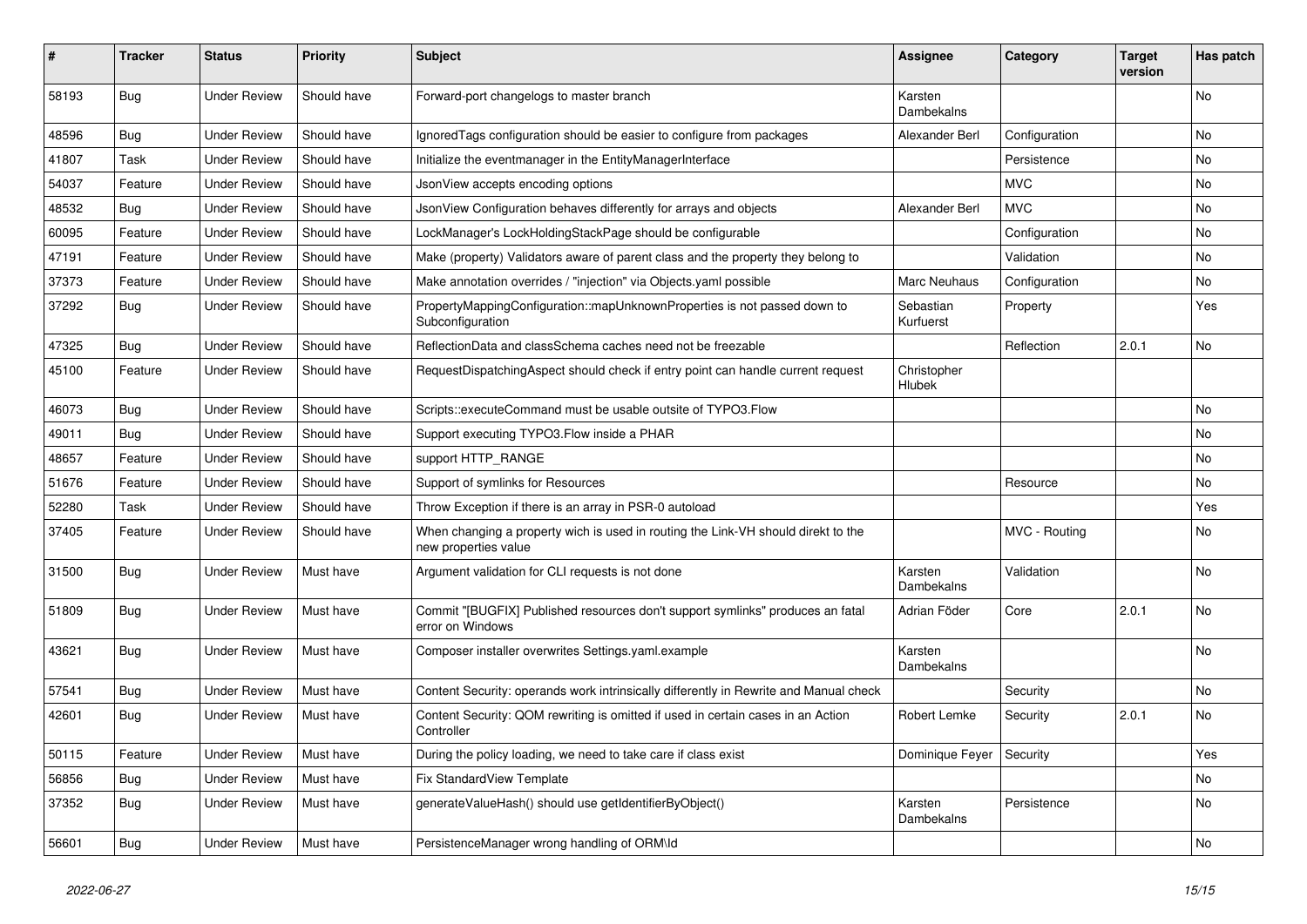| # | Tracker | Status | Priority | Subject | Assignee | Category | Target version | Has patch |
|---|---|---|---|---|---|---|---|---|
| 58193 | Bug | Under Review | Should have | Forward-port changelogs to master branch | Karsten Dambekalns | | | No |
| 48596 | Bug | Under Review | Should have | IgnoredTags configuration should be easier to configure from packages | Alexander Berl | Configuration | | No |
| 41807 | Task | Under Review | Should have | Initialize the eventmanager in the EntityManagerInterface | | Persistence | | No |
| 54037 | Feature | Under Review | Should have | JsonView accepts encoding options | | MVC | | No |
| 48532 | Bug | Under Review | Should have | JsonView Configuration behaves differently for arrays and objects | Alexander Berl | MVC | | No |
| 60095 | Feature | Under Review | Should have | LockManager's LockHoldingStackPage should be configurable | | Configuration | | No |
| 47191 | Feature | Under Review | Should have | Make (property) Validators aware of parent class and the property they belong to | | Validation | | No |
| 37373 | Feature | Under Review | Should have | Make annotation overrides / "injection" via Objects.yaml possible | Marc Neuhaus | Configuration | | No |
| 37292 | Bug | Under Review | Should have | PropertyMappingConfiguration::mapUnknownProperties is not passed down to Subconfiguration | Sebastian Kurfuerst | Property | | Yes |
| 47325 | Bug | Under Review | Should have | ReflectionData and classSchema caches need not be freezable | | Reflection | 2.0.1 | No |
| 45100 | Feature | Under Review | Should have | RequestDispatchingAspect should check if entry point can handle current request | Christopher Hlubek | | | |
| 46073 | Bug | Under Review | Should have | Scripts::executeCommand must be usable outsite of TYPO3.Flow | | | | No |
| 49011 | Bug | Under Review | Should have | Support executing TYPO3.Flow inside a PHAR | | | | No |
| 48657 | Feature | Under Review | Should have | support HTTP_RANGE | | | | No |
| 51676 | Feature | Under Review | Should have | Support of symlinks for Resources | | Resource | | No |
| 52280 | Task | Under Review | Should have | Throw Exception if there is an array in PSR-0 autoload | | | | Yes |
| 37405 | Feature | Under Review | Should have | When changing a property wich is used in routing the Link-VH should direkt to the new properties value | | MVC - Routing | | No |
| 31500 | Bug | Under Review | Must have | Argument validation for CLI requests is not done | Karsten Dambekalns | Validation | | No |
| 51809 | Bug | Under Review | Must have | Commit "[BUGFIX] Published resources don't support symlinks" produces an fatal error on Windows | Adrian Föder | Core | 2.0.1 | No |
| 43621 | Bug | Under Review | Must have | Composer installer overwrites Settings.yaml.example | Karsten Dambekalns | | | No |
| 57541 | Bug | Under Review | Must have | Content Security: operands work intrinsically differently in Rewrite and Manual check | | Security | | No |
| 42601 | Bug | Under Review | Must have | Content Security: QOM rewriting is omitted if used in certain cases in an Action Controller | Robert Lemke | Security | 2.0.1 | No |
| 50115 | Feature | Under Review | Must have | During the policy loading, we need to take care if class exist | Dominique Feyer | Security | | Yes |
| 56856 | Bug | Under Review | Must have | Fix StandardView Template | | | | No |
| 37352 | Bug | Under Review | Must have | generateValueHash() should use getIdentifierByObject() | Karsten Dambekalns | Persistence | | No |
| 56601 | Bug | Under Review | Must have | PersistenceManager wrong handling of ORM\Id | | | | No |